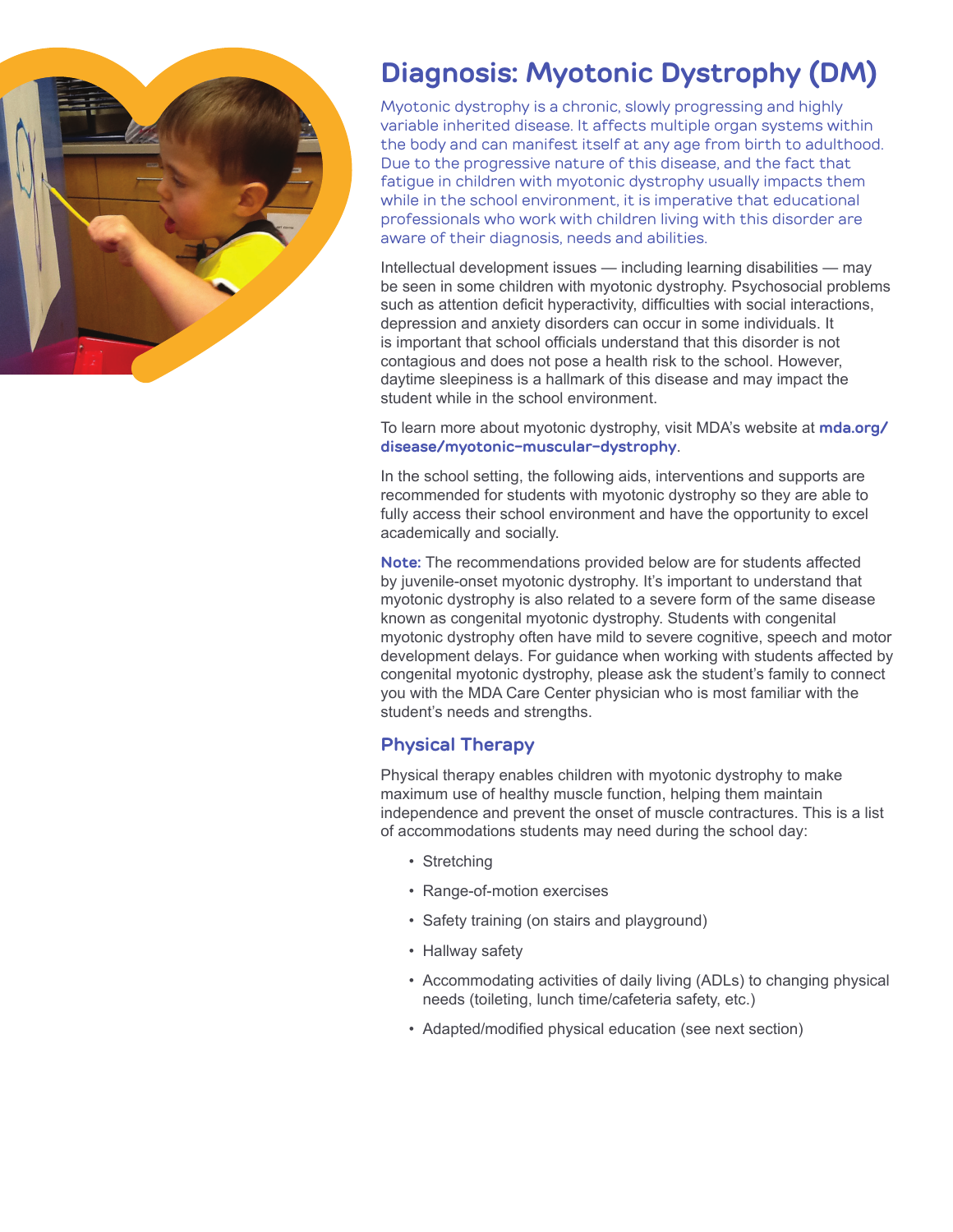# Diagnosis: Myotonic Dystrophy (DM)

Myotonic dystrophy is a chronic, slowly progressing and highly variable inherited disease. It affects multiple organ systems within the body and can manifest itself at any age from birth to adulthood. Due to the progressive nature of this disease, and the fact that fatigue in children with myotonic dystrophy usually impacts them while in the school environment, it is imperative that educational professionals who work with children living with this disorder are aware of their diagnosis, needs and abilities.

Intellectual development issues — including learning disabilities — may be seen in some children with myotonic dystrophy. Psychosocial problems such as attention deficit hyperactivity, difficulties with social interactions, depression and anxiety disorders can occur in some individuals. It is important that school officials understand that this disorder is not contagious and does not pose a health risk to the school. However, daytime sleepiness is a hallmark of this disease and may impact the student while in the school environment.

To learn more about myotonic dystrophy, visit MDA's website at **mda.org/disease/myotonic-muscular-dystrophy**.

In the school setting, the following aids, interventions and supports are recommended for students with myotonic dystrophy so they are able to fully access their school environment and have the opportunity to excel academically and socially.

**Note:** The recommendations provided below are for students affected by juvenile-onset myotonic dystrophy. It's important to understand that myotonic dystrophy is also related to a severe form of the same disease known as congenital myotonic dystrophy. Students with congenital myotonic dystrophy often have mild to severe cognitive, speech and motor development delays. For guidance when working with students affected by congenital myotonic dystrophy, please ask the student's family to connect you with the MDA Care Center physician who is most familiar with the student's needs and strengths.

## Physical Therapy

Physical therapy enables children with myotonic dystrophy to make maximum use of healthy muscle function, helping them maintain independence and prevent the onset of muscle contractures. This is a list of accommodations students may need during the school day:

- Stretching
- Range-of-motion exercises
- Safety training (on stairs and playground)
- Hallway safety
- Accommodating activities of daily living (ADLs) to changing physical needs (toileting, lunch time/cafeteria safety, etc.)
- Adapted/modified physical education (see next section)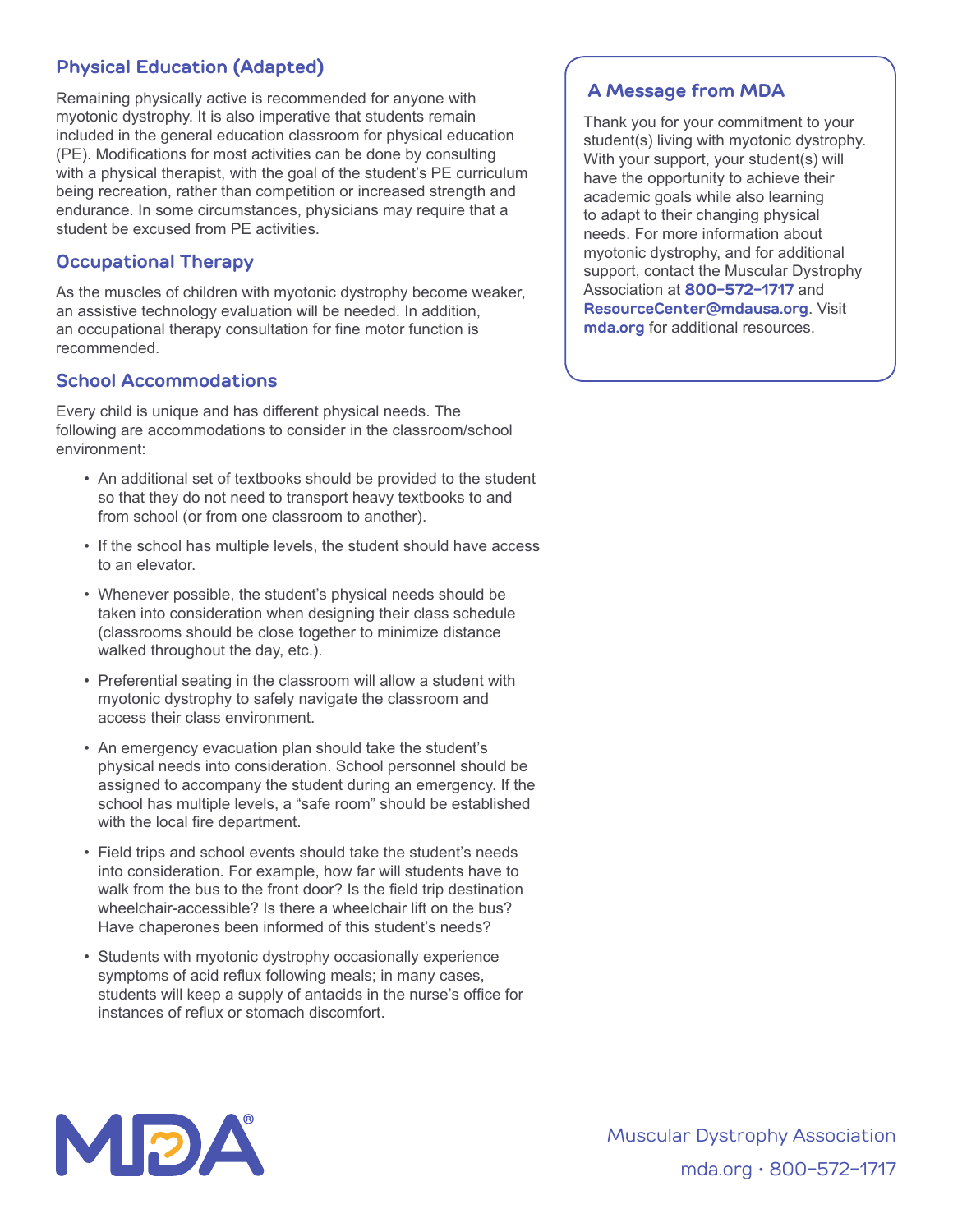## Physical Education (Adapted)

Remaining physically active is recommended for anyone with myotonic dystrophy. It is also imperative that students remain included in the general education classroom for physical education (PE). Modifications for most activities can be done by consulting with a physical therapist, with the goal of the student's PE curriculum being recreation, rather than competition or increased strength and endurance. In some circumstances, physicians may require that a student be excused from PE activities.

## Occupational Therapy

As the muscles of children with myotonic dystrophy become weaker, an assistive technology evaluation will be needed. In addition, an occupational therapy consultation for fine motor function is recommended.

## School Accommodations

Every child is unique and has different physical needs. The following are accommodations to consider in the classroom/school environment:

- An additional set of textbooks should be provided to the student so that they do not need to transport heavy textbooks to and from school (or from one classroom to another).
- If the school has multiple levels, the student should have access to an elevator.
- Whenever possible, the student's physical needs should be taken into consideration when designing their class schedule (classrooms should be close together to minimize distance walked throughout the day, etc.).
- Preferential seating in the classroom will allow a student with myotonic dystrophy to safely navigate the classroom and access their class environment.
- An emergency evacuation plan should take the student's physical needs into consideration. School personnel should be assigned to accompany the student during an emergency. If the school has multiple levels, a "safe room" should be established with the local fire department.
- Field trips and school events should take the student's needs into consideration. For example, how far will students have to walk from the bus to the front door? Is the field trip destination wheelchair-accessible? Is there a wheelchair lift on the bus? Have chaperones been informed of this student's needs?
- Students with myotonic dystrophy occasionally experience symptoms of acid reflux following meals; in many cases, students will keep a supply of antacids in the nurse's office for instances of reflux or stomach discomfort.

## A Message from MDA

Thank you for your commitment to your student(s) living with myotonic dystrophy. With your support, your student(s) will have the opportunity to achieve their academic goals while also learning to adapt to their changing physical needs. For more information about myotonic dystrophy, and for additional support, contact the Muscular Dystrophy Association at **800-572-1717** and **ResourceCenter@mdausa.org**. Visit **mda.org** for additional resources.

MDA®

Muscular Dystrophy Association
mda.org • 800-572-1717